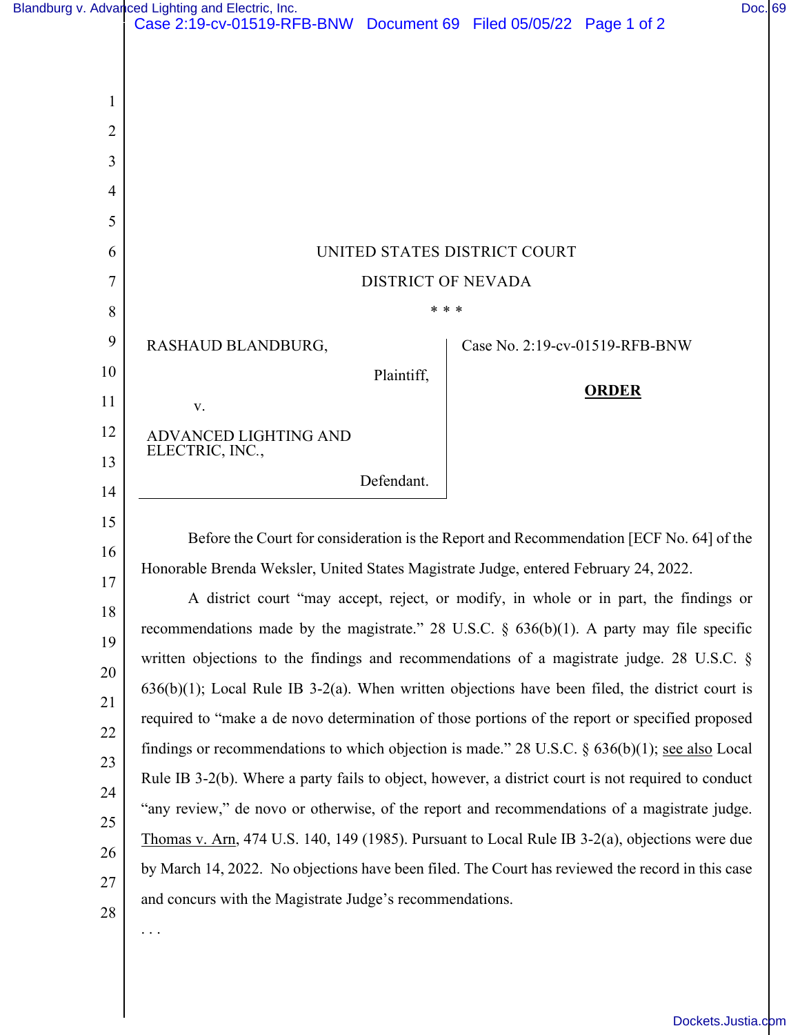UNITED STATES DISTRICT COURT

DISTRICT OF NEVADA

\* \* \*

RASHAUD BLANDBURG,

Plaintiff,

v.

ADVANCED LIGHTING AND ELECTRIC, INC.,

Defendant.

Case No. 2:19-cv-01519-RFB-BNW

**ORDER**

Before the Court for consideration is the Report and Recommendation [ECF No. 64] of the Honorable Brenda Weksler, United States Magistrate Judge, entered February 24, 2022.

A district court "may accept, reject, or modify, in whole or in part, the findings or recommendations made by the magistrate." 28 U.S.C. § 636(b)(1). A party may file specific written objections to the findings and recommendations of a magistrate judge. 28 U.S.C. § 636(b)(1); Local Rule IB 3-2(a). When written objections have been filed, the district court is required to "make a de novo determination of those portions of the report or specified proposed findings or recommendations to which objection is made." 28 U.S.C. § 636(b)(1); see also Local Rule IB 3-2(b). Where a party fails to object, however, a district court is not required to conduct "any review," de novo or otherwise, of the report and recommendations of a magistrate judge. Thomas v. Arn, 474 U.S. 140, 149 (1985). Pursuant to Local Rule IB 3-2(a), objections were due by March 14, 2022. No objections have been filed. The Court has reviewed the record in this case and concurs with the Magistrate Judge's recommendations.

. . .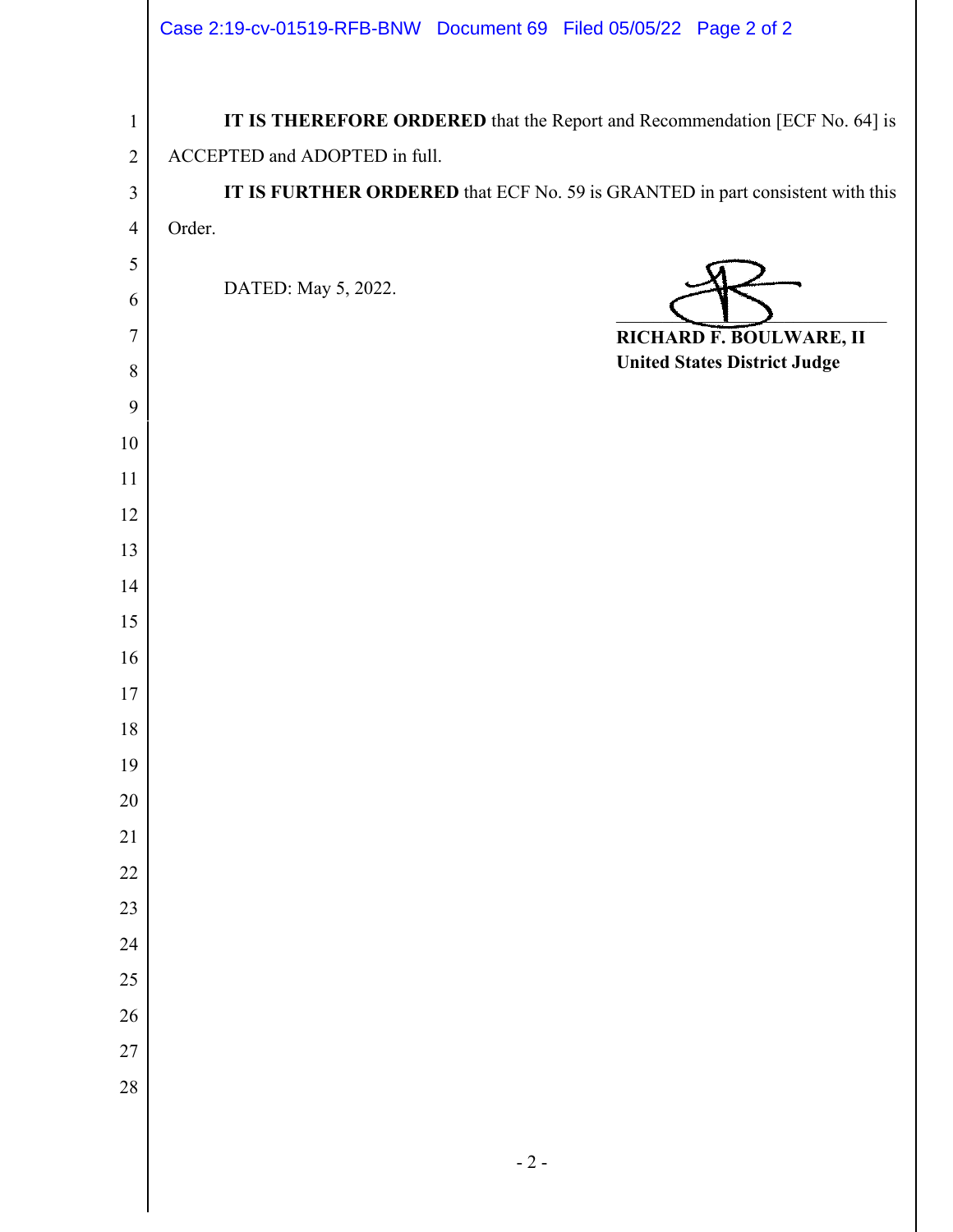**IT IS THEREFORE ORDERED** that the Report and Recommendation [ECF No. 64] is ACCEPTED and ADOPTED in full.

**IT IS FURTHER ORDERED** that ECF No. 59 is GRANTED in part consistent with this Order.

DATED: May 5, 2022.

**RICHARD F. BOULWARE, II**
**United States District Judge**